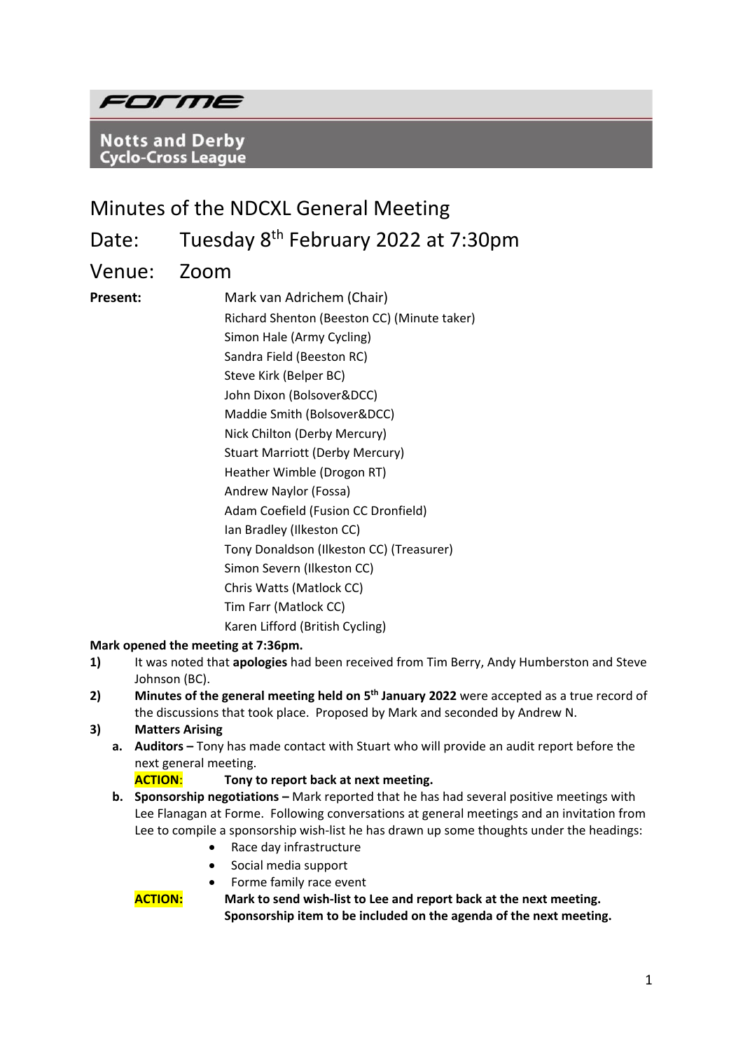**Forme**

**Notts and Derby Cyclo-Cross League**

# Minutes of the NDCXL General Meeting

## Date: Tuesday 8th February 2022 at 7:30pm

## Venue: Zoom

**Present:**

Mark van Adrichem (Chair)
Richard Shenton (Beeston CC) (Minute taker)
Simon Hale (Army Cycling)
Sandra Field (Beeston RC)
Steve Kirk (Belper BC)
John Dixon (Bolsover&DCC)
Maddie Smith (Bolsover&DCC)
Nick Chilton (Derby Mercury)
Stuart Marriott (Derby Mercury)
Heather Wimble (Drogon RT)
Andrew Naylor (Fossa)
Adam Coefield (Fusion CC Dronfield)
Ian Bradley (Ilkeston CC)
Tony Donaldson (Ilkeston CC) (Treasurer)
Simon Severn (Ilkeston CC)
Chris Watts (Matlock CC)
Tim Farr (Matlock CC)
Karen Lifford (British Cycling)

**Mark opened the meeting at 7:36pm.**

1) It was noted that **apologies** had been received from Tim Berry, Andy Humberston and Steve Johnson (BC).

2) **Minutes of the general meeting held on 5th January 2022** were accepted as a true record of the discussions that took place. Proposed by Mark and seconded by Andrew N.

3) **Matters Arising**

   a. **Auditors –** Tony has made contact with Stuart who will provide an audit report before the next general meeting.

      **ACTION**: **Tony to report back at next meeting.**

   b. **Sponsorship negotiations –** Mark reported that he has had several positive meetings with Lee Flanagan at Forme. Following conversations at general meetings and an invitation from Lee to compile a sponsorship wish-list he has drawn up some thoughts under the headings:

      - Race day infrastructure
      - Social media support
      - Forme family race event

      **ACTION:** **Mark to send wish-list to Lee and report back at the next meeting. Sponsorship item to be included on the agenda of the next meeting.**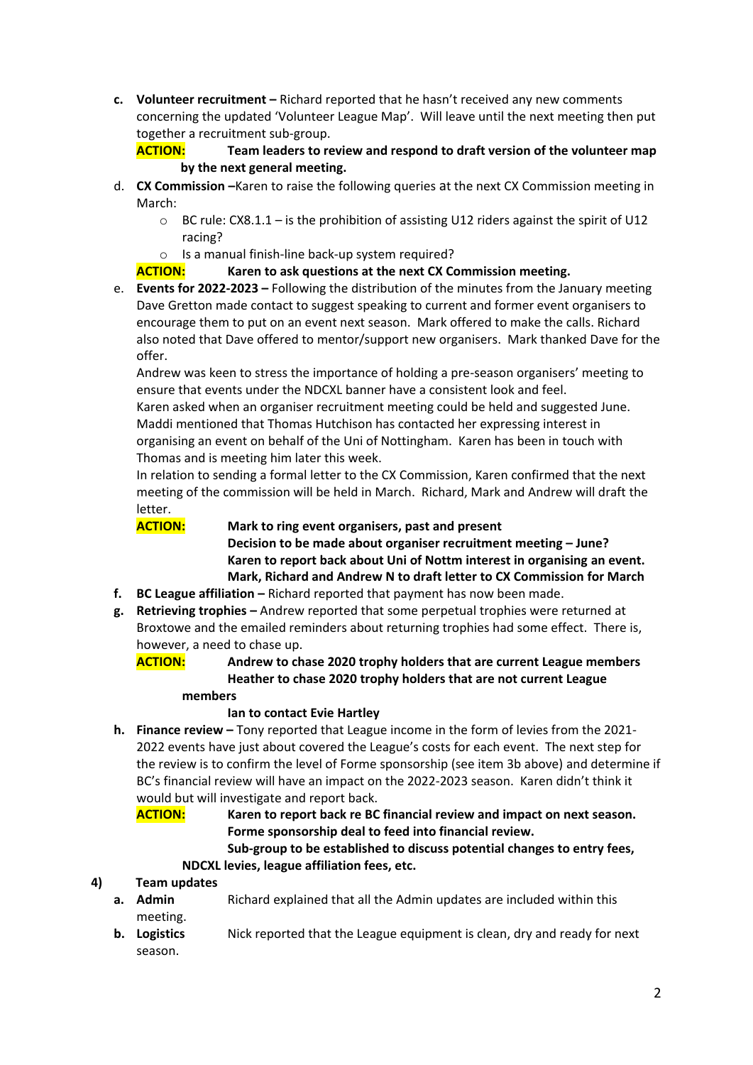c. **Volunteer recruitment –** Richard reported that he hasn't received any new comments concerning the updated 'Volunteer League Map'. Will leave until the next meeting then put together a recruitment sub-group.

   **ACTION: Team leaders to review and respond to draft version of the volunteer map by the next general meeting.**

d. **CX Commission –**Karen to raise the following queries at the next CX Commission meeting in March:
   - BC rule: CX8.1.1 – is the prohibition of assisting U12 riders against the spirit of U12 racing?
   - Is a manual finish-line back-up system required?

   **ACTION: Karen to ask questions at the next CX Commission meeting.**

e. **Events for 2022-2023 –** Following the distribution of the minutes from the January meeting Dave Gretton made contact to suggest speaking to current and former event organisers to encourage them to put on an event next season. Mark offered to make the calls. Richard also noted that Dave offered to mentor/support new organisers. Mark thanked Dave for the offer.

   Andrew was keen to stress the importance of holding a pre-season organisers' meeting to ensure that events under the NDCXL banner have a consistent look and feel.

   Karen asked when an organiser recruitment meeting could be held and suggested June.

   Maddi mentioned that Thomas Hutchison has contacted her expressing interest in organising an event on behalf of the Uni of Nottingham. Karen has been in touch with Thomas and is meeting him later this week.

   In relation to sending a formal letter to the CX Commission, Karen confirmed that the next meeting of the commission will be held in March. Richard, Mark and Andrew will draft the letter.

   **ACTION: Mark to ring event organisers, past and present**
   **Decision to be made about organiser recruitment meeting – June?**
   **Karen to report back about Uni of Nottm interest in organising an event.**
   **Mark, Richard and Andrew N to draft letter to CX Commission for March**

f. **BC League affiliation –** Richard reported that payment has now been made.

g. **Retrieving trophies –** Andrew reported that some perpetual trophies were returned at Broxtowe and the emailed reminders about returning trophies had some effect. There is, however, a need to chase up.

   **ACTION: Andrew to chase 2020 trophy holders that are current League members**
   **Heather to chase 2020 trophy holders that are not current League members**
   **Ian to contact Evie Hartley**

h. **Finance review –** Tony reported that League income in the form of levies from the 2021-2022 events have just about covered the League's costs for each event. The next step for the review is to confirm the level of Forme sponsorship (see item 3b above) and determine if BC's financial review will have an impact on the 2022-2023 season. Karen didn't think it would but will investigate and report back.

   **ACTION: Karen to report back re BC financial review and impact on next season.**
   **Forme sponsorship deal to feed into financial review.**
   **Sub-group to be established to discuss potential changes to entry fees, NDCXL levies, league affiliation fees, etc.**

**4) Team updates**

a. **Admin** Richard explained that all the Admin updates are included within this meeting.

b. **Logistics** Nick reported that the League equipment is clean, dry and ready for next season.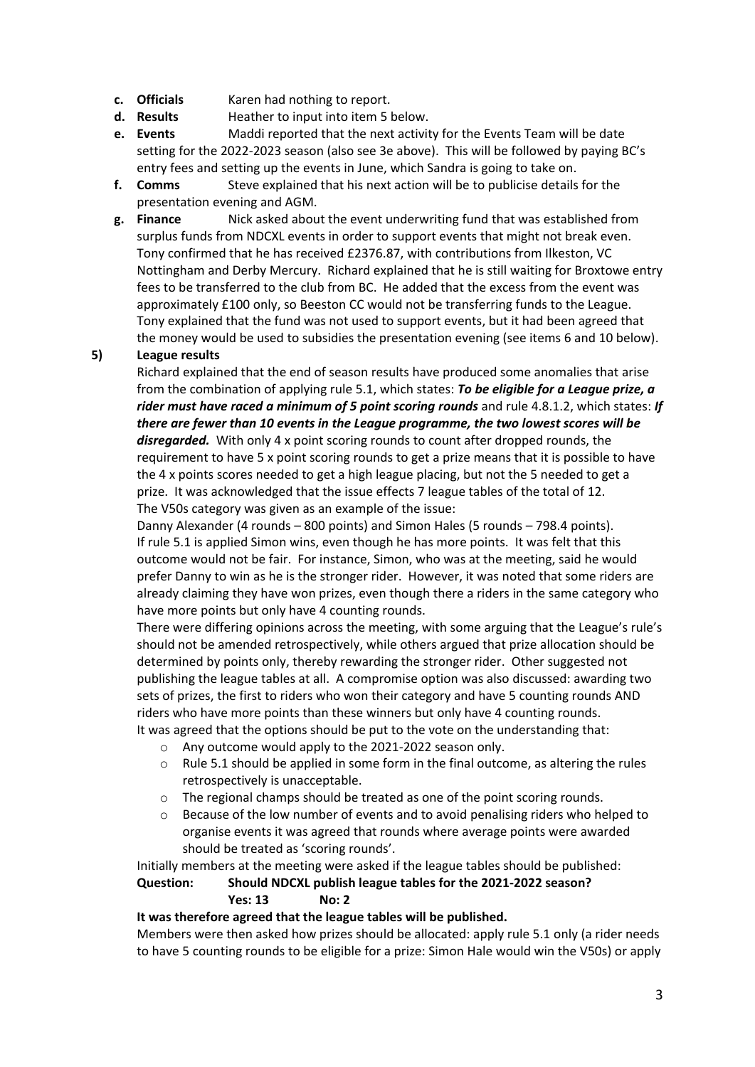c. **Officials** Karen had nothing to report.
d. **Results** Heather to input into item 5 below.
e. **Events** Maddi reported that the next activity for the Events Team will be date setting for the 2022-2023 season (also see 3e above). This will be followed by paying BC's entry fees and setting up the events in June, which Sandra is going to take on.
f. **Comms** Steve explained that his next action will be to publicise details for the presentation evening and AGM.
g. **Finance** Nick asked about the event underwriting fund that was established from surplus funds from NDCXL events in order to support events that might not break even. Tony confirmed that he has received £2376.87, with contributions from Ilkeston, VC Nottingham and Derby Mercury. Richard explained that he is still waiting for Broxtowe entry fees to be transferred to the club from BC. He added that the excess from the event was approximately £100 only, so Beeston CC would not be transferring funds to the League. Tony explained that the fund was not used to support events, but it had been agreed that the money would be used to subsidies the presentation evening (see items 6 and 10 below).

**5) League results**

Richard explained that the end of season results have produced some anomalies that arise from the combination of applying rule 5.1, which states: ***To be eligible for a League prize, a rider must have raced a minimum of 5 point scoring rounds*** and rule 4.8.1.2, which states: ***If there are fewer than 10 events in the League programme, the two lowest scores will be disregarded.*** With only 4 x point scoring rounds to count after dropped rounds, the requirement to have 5 x point scoring rounds to get a prize means that it is possible to have the 4 x points scores needed to get a high league placing, but not the 5 needed to get a prize. It was acknowledged that the issue effects 7 league tables of the total of 12.

The V50s category was given as an example of the issue:

Danny Alexander (4 rounds – 800 points) and Simon Hales (5 rounds – 798.4 points). If rule 5.1 is applied Simon wins, even though he has more points. It was felt that this outcome would not be fair. For instance, Simon, who was at the meeting, said he would prefer Danny to win as he is the stronger rider. However, it was noted that some riders are already claiming they have won prizes, even though there a riders in the same category who have more points but only have 4 counting rounds.

There were differing opinions across the meeting, with some arguing that the League's rule's should not be amended retrospectively, while others argued that prize allocation should be determined by points only, thereby rewarding the stronger rider. Other suggested not publishing the league tables at all. A compromise option was also discussed: awarding two sets of prizes, the first to riders who won their category and have 5 counting rounds AND riders who have more points than these winners but only have 4 counting rounds.

It was agreed that the options should be put to the vote on the understanding that:

- Any outcome would apply to the 2021-2022 season only.
- Rule 5.1 should be applied in some form in the final outcome, as altering the rules retrospectively is unacceptable.
- The regional champs should be treated as one of the point scoring rounds.
- Because of the low number of events and to avoid penalising riders who helped to organise events it was agreed that rounds where average points were awarded should be treated as 'scoring rounds'.

Initially members at the meeting were asked if the league tables should be published:

**Question: Should NDCXL publish league tables for the 2021-2022 season?**
**Yes: 13 No: 2**

**It was therefore agreed that the league tables will be published.**

Members were then asked how prizes should be allocated: apply rule 5.1 only (a rider needs to have 5 counting rounds to be eligible for a prize: Simon Hale would win the V50s) or apply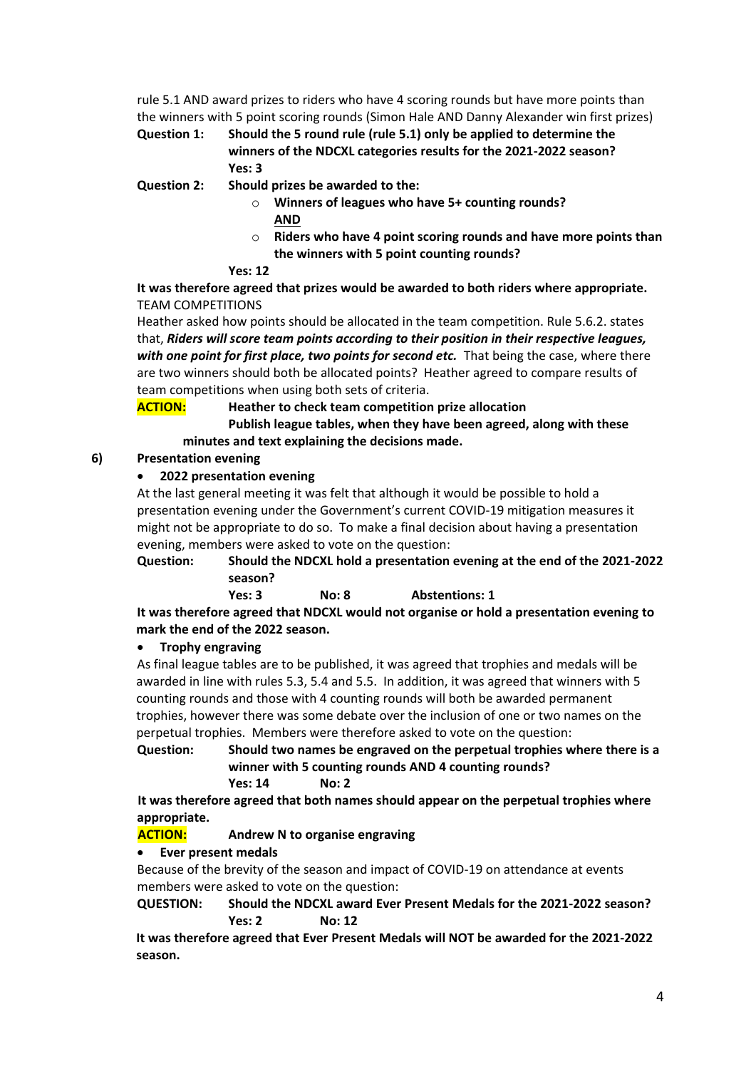rule 5.1 AND award prizes to riders who have 4 scoring rounds but have more points than the winners with 5 point scoring rounds (Simon Hale AND Danny Alexander win first prizes)

**Question 1:** **Should the 5 round rule (rule 5.1) only be applied to determine the winners of the NDCXL categories results for the 2021-2022 season?**
**Yes: 3**

**Question 2:** **Should prizes be awarded to the:**

- **Winners of leagues who have 5+ counting rounds?**
  **AND**
- **Riders who have 4 point scoring rounds and have more points than the winners with 5 point counting rounds?**

**Yes: 12**

**It was therefore agreed that prizes would be awarded to both riders where appropriate.**

TEAM COMPETITIONS

Heather asked how points should be allocated in the team competition. Rule 5.6.2. states that, ***Riders will score team points according to their position in their respective leagues, with one point for first place, two points for second etc.*** That being the case, where there are two winners should both be allocated points? Heather agreed to compare results of team competitions when using both sets of criteria.

**ACTION:** **Heather to check team competition prize allocation**
**Publish league tables, when they have been agreed, along with these minutes and text explaining the decisions made.**

## 6) Presentation evening

- **2022 presentation evening**

At the last general meeting it was felt that although it would be possible to hold a presentation evening under the Government's current COVID-19 mitigation measures it might not be appropriate to do so. To make a final decision about having a presentation evening, members were asked to vote on the question:

**Question:** **Should the NDCXL hold a presentation evening at the end of the 2021-2022 season?**
**Yes: 3** **No: 8** **Abstentions: 1**

**It was therefore agreed that NDCXL would not organise or hold a presentation evening to mark the end of the 2022 season.**

- **Trophy engraving**

As final league tables are to be published, it was agreed that trophies and medals will be awarded in line with rules 5.3, 5.4 and 5.5. In addition, it was agreed that winners with 5 counting rounds and those with 4 counting rounds will both be awarded permanent trophies, however there was some debate over the inclusion of one or two names on the perpetual trophies. Members were therefore asked to vote on the question:

**Question:** **Should two names be engraved on the perpetual trophies where there is a winner with 5 counting rounds AND 4 counting rounds?**
**Yes: 14** **No: 2**

**It was therefore agreed that both names should appear on the perpetual trophies where appropriate.**

**ACTION:** **Andrew N to organise engraving**

- **Ever present medals**

Because of the brevity of the season and impact of COVID-19 on attendance at events members were asked to vote on the question:

**QUESTION:** **Should the NDCXL award Ever Present Medals for the 2021-2022 season?**
**Yes: 2** **No: 12**

**It was therefore agreed that Ever Present Medals will NOT be awarded for the 2021-2022 season.**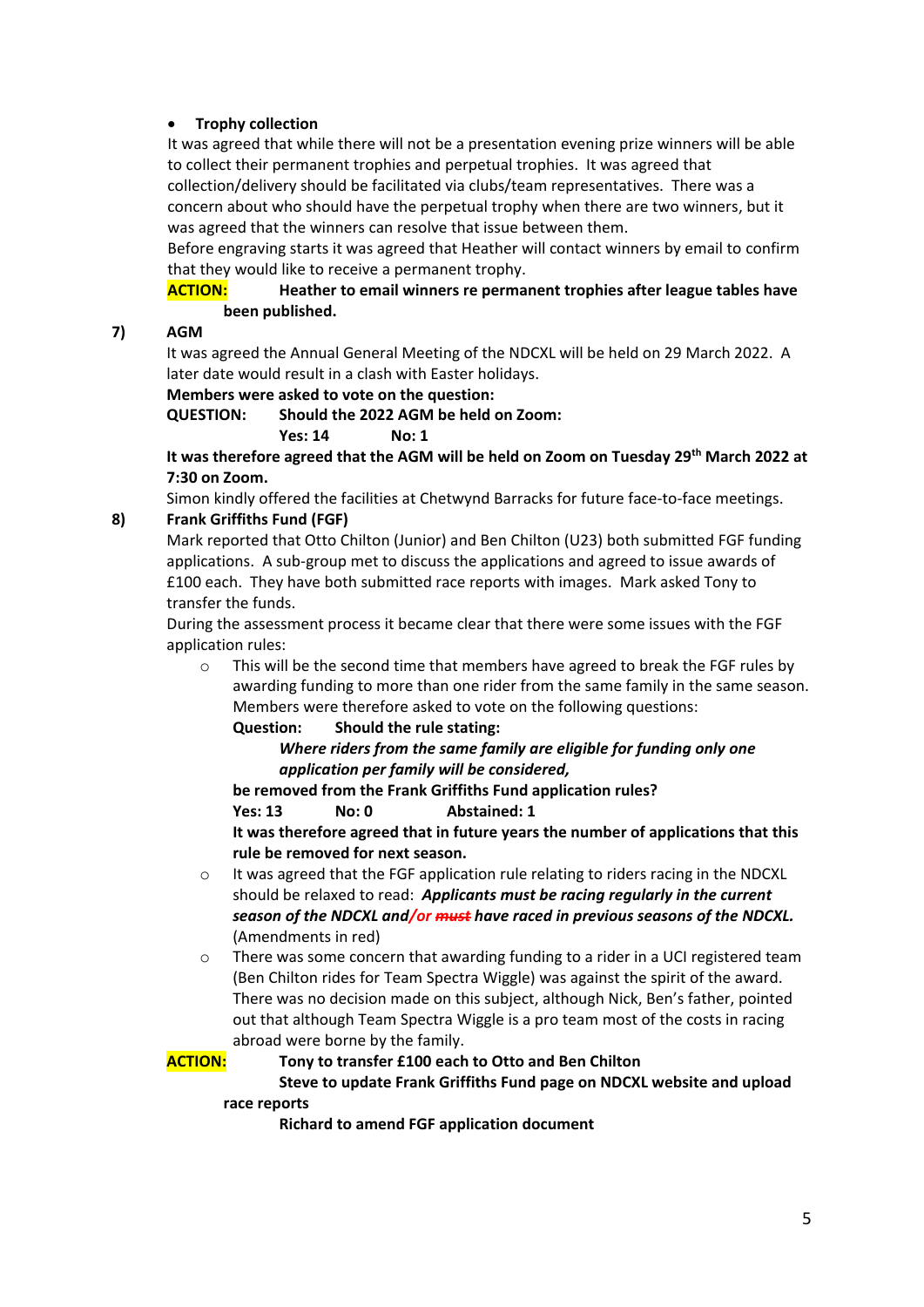- **Trophy collection**

  It was agreed that while there will not be a presentation evening prize winners will be able to collect their permanent trophies and perpetual trophies. It was agreed that collection/delivery should be facilitated via clubs/team representatives. There was a concern about who should have the perpetual trophy when there are two winners, but it was agreed that the winners can resolve that issue between them.

  Before engraving starts it was agreed that Heather will contact winners by email to confirm that they would like to receive a permanent trophy.

  **ACTION:** **Heather to email winners re permanent trophies after league tables have been published.**

**7) AGM**

It was agreed the Annual General Meeting of the NDCXL will be held on 29 March 2022. A later date would result in a clash with Easter holidays.

**Members were asked to vote on the question:**

**QUESTION: Should the 2022 AGM be held on Zoom:**

**Yes: 14 No: 1**

**It was therefore agreed that the AGM will be held on Zoom on Tuesday 29th March 2022 at 7:30 on Zoom.**

Simon kindly offered the facilities at Chetwynd Barracks for future face-to-face meetings.

**8) Frank Griffiths Fund (FGF)**

Mark reported that Otto Chilton (Junior) and Ben Chilton (U23) both submitted FGF funding applications. A sub-group met to discuss the applications and agreed to issue awards of £100 each. They have both submitted race reports with images. Mark asked Tony to transfer the funds.

During the assessment process it became clear that there were some issues with the FGF application rules:

- This will be the second time that members have agreed to break the FGF rules by awarding funding to more than one rider from the same family in the same season. Members were therefore asked to vote on the following questions:

  **Question: Should the rule stating:**

  ***Where riders from the same family are eligible for funding only one application per family will be considered,***

  **be removed from the Frank Griffiths Fund application rules?**

  **Yes: 13 No: 0 Abstained: 1**

  **It was therefore agreed that in future years the number of applications that this rule be removed for next season.**

- It was agreed that the FGF application rule relating to riders racing in the NDCXL should be relaxed to read: ***Applicants must be racing regularly in the current season of the NDCXL and/or ~~must~~ have raced in previous seasons of the NDCXL.*** (Amendments in red)
- There was some concern that awarding funding to a rider in a UCI registered team (Ben Chilton rides for Team Spectra Wiggle) was against the spirit of the award. There was no decision made on this subject, although Nick, Ben's father, pointed out that although Team Spectra Wiggle is a pro team most of the costs in racing abroad were borne by the family.

**ACTION:** **Tony to transfer £100 each to Otto and Ben Chilton**

**Steve to update Frank Griffiths Fund page on NDCXL website and upload race reports**

**Richard to amend FGF application document**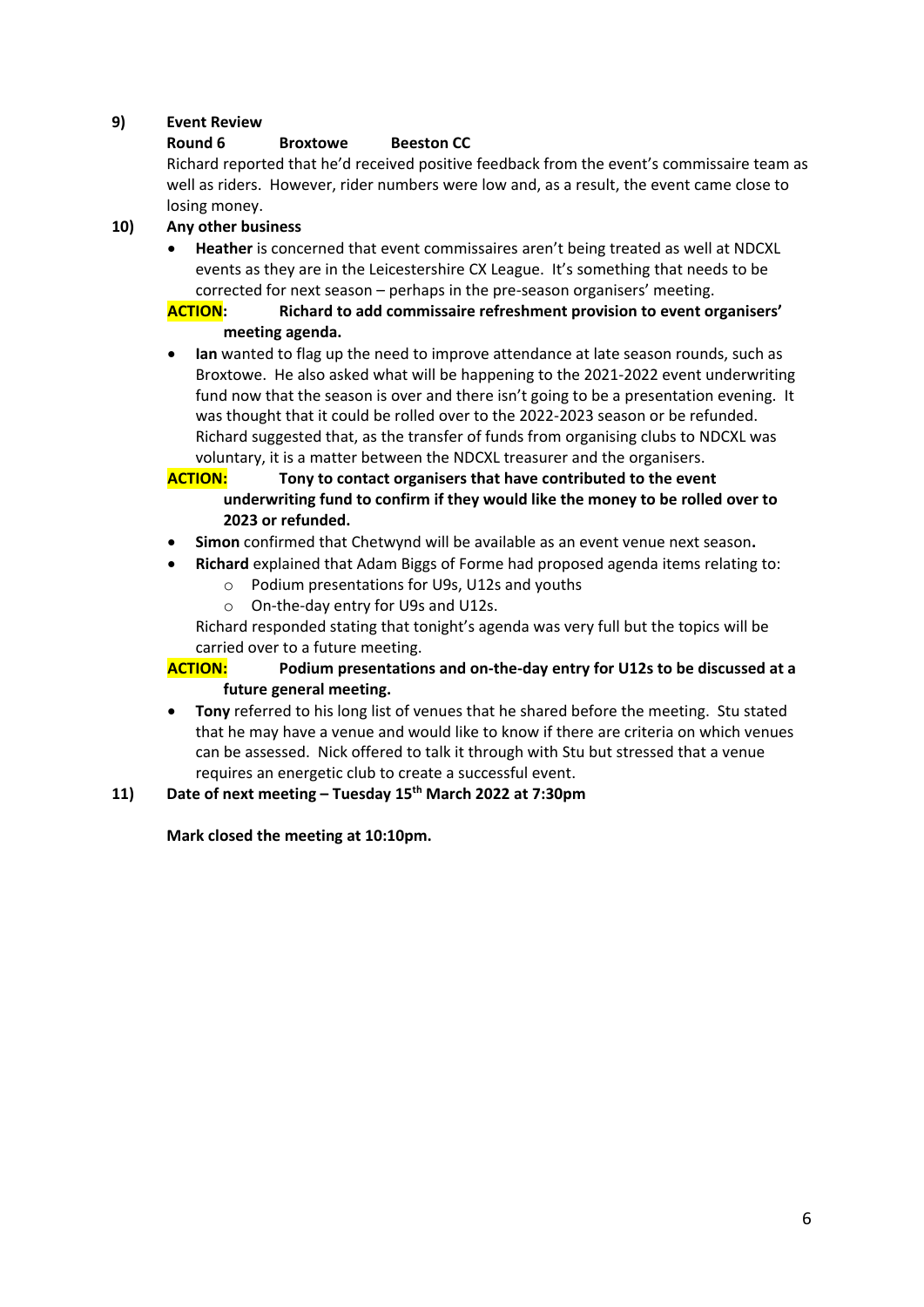**9) Event Review**

**Round 6 Broxtowe Beeston CC**

Richard reported that he'd received positive feedback from the event's commissaire team as well as riders. However, rider numbers were low and, as a result, the event came close to losing money.

**10) Any other business**

- **Heather** is concerned that event commissaires aren't being treated as well at NDCXL events as they are in the Leicestershire CX League. It's something that needs to be corrected for next season – perhaps in the pre-season organisers' meeting.

**ACTION: Richard to add commissaire refreshment provision to event organisers' meeting agenda.**

- **Ian** wanted to flag up the need to improve attendance at late season rounds, such as Broxtowe. He also asked what will be happening to the 2021-2022 event underwriting fund now that the season is over and there isn't going to be a presentation evening. It was thought that it could be rolled over to the 2022-2023 season or be refunded. Richard suggested that, as the transfer of funds from organising clubs to NDCXL was voluntary, it is a matter between the NDCXL treasurer and the organisers.

**ACTION: Tony to contact organisers that have contributed to the event underwriting fund to confirm if they would like the money to be rolled over to 2023 or refunded.**

- **Simon** confirmed that Chetwynd will be available as an event venue next season**.**
- **Richard** explained that Adam Biggs of Forme had proposed agenda items relating to:
  - Podium presentations for U9s, U12s and youths
  - On-the-day entry for U9s and U12s.

  Richard responded stating that tonight's agenda was very full but the topics will be carried over to a future meeting.

**ACTION: Podium presentations and on-the-day entry for U12s to be discussed at a future general meeting.**

- **Tony** referred to his long list of venues that he shared before the meeting. Stu stated that he may have a venue and would like to know if there are criteria on which venues can be assessed. Nick offered to talk it through with Stu but stressed that a venue requires an energetic club to create a successful event.

**11) Date of next meeting – Tuesday 15th March 2022 at 7:30pm**

**Mark closed the meeting at 10:10pm.**